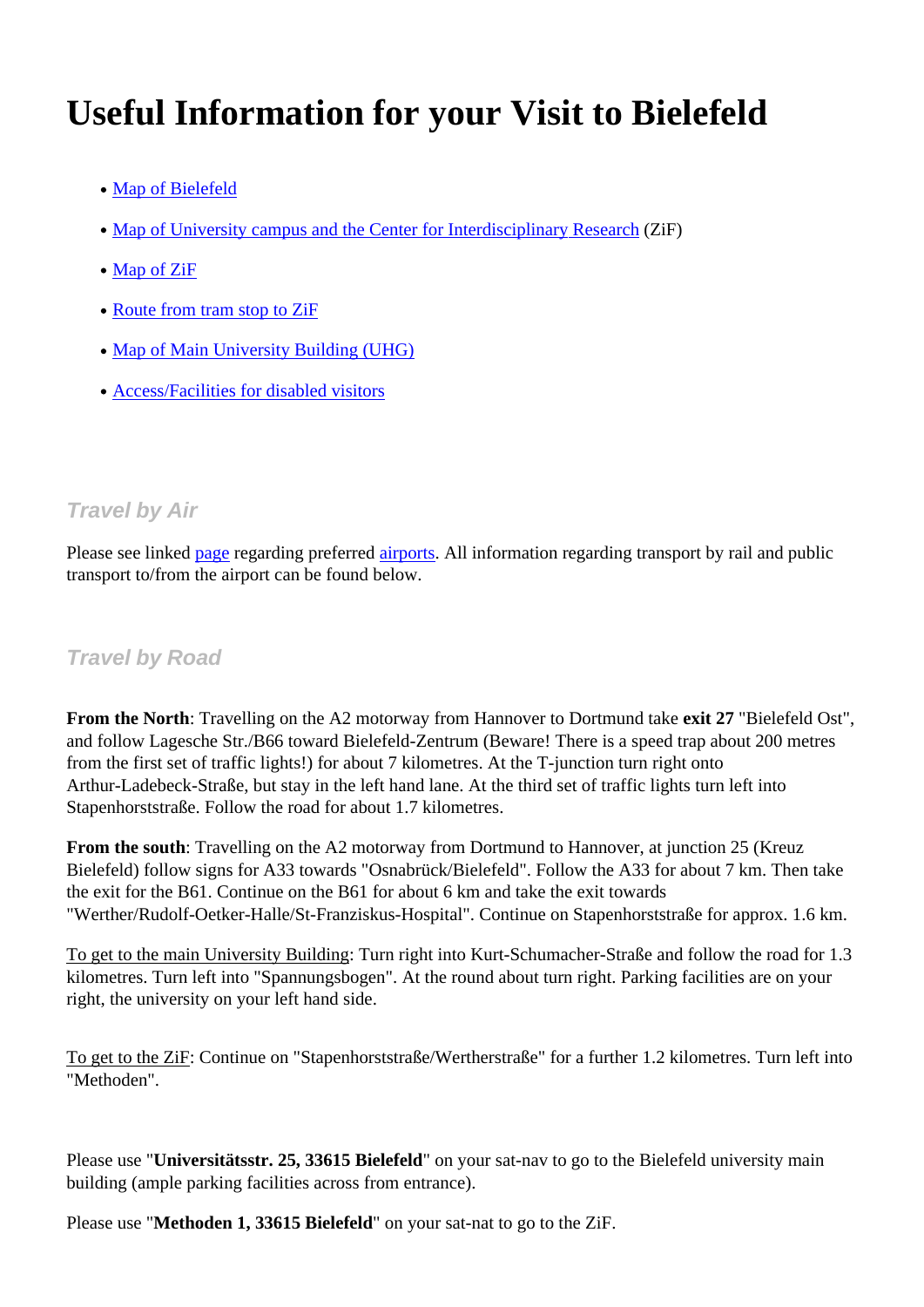# Useful Information for your Visit to Bielefeld

- Map of Bielefeld
- Map of University campus and the Center for Interdisciplinary Research (ZiF)
- Map of ZiF
- Route from tram stop to ZiF
- Map of Main University Building (UHG)
- Access/Facilities for disabled visitors

## *Travel by Air*

Please see linked page regarding preferred airports. All information regarding transport by rail and public transport to/from the airport can be found below.

## *Travel by Road*

**From the North**: Travelling on the A2 motorway from Hannover to Dortmund take **exit 27** "Bielefeld Ost", and follow Lagesche Str./B66 toward Bielefeld-Zentrum (Beware! There is a speed trap about 200 metres from the first set of traffic lights!) for about 7 kilometres. At the T-junction turn right onto Arthur-Ladebeck-Straße, but stay in the left hand lane. At the third set of traffic lights turn left into Stapenhorststraße. Follow the road for about 1.7 kilometres.

**From the south**: Travelling on the A2 motorway from Dortmund to Hannover, at junction 25 (Kreuz Bielefeld) follow signs for A33 towards "Osnabrück/Bielefeld". Follow the A33 for about 7 km. Then take the exit for the B61. Continue on the B61 for about 6 km and take the exit towards "Werther/Rudolf-Oetker-Halle/St-Franziskus-Hospital". Continue on Stapenhorststraße for approx. 1.6 km.

To get to the main University Building: Turn right into Kurt-Schumacher-Straße and follow the road for 1.3 kilometres. Turn left into "Spannungsbogen". At the round about turn right. Parking facilities are on your right, the university on your left hand side.

To get to the ZiF: Continue on "Stapenhorststraße/Wertherstraße" for a further 1.2 kilometres. Turn left into "Methoden".

Please use "**Universitätsstr. 25, 33615 Bielefeld**" on your sat-nav to go to the Bielefeld university main building (ample parking facilities across from entrance).

Please use "**Methoden 1, 33615 Bielefeld**" on your sat-nat to go to the ZiF.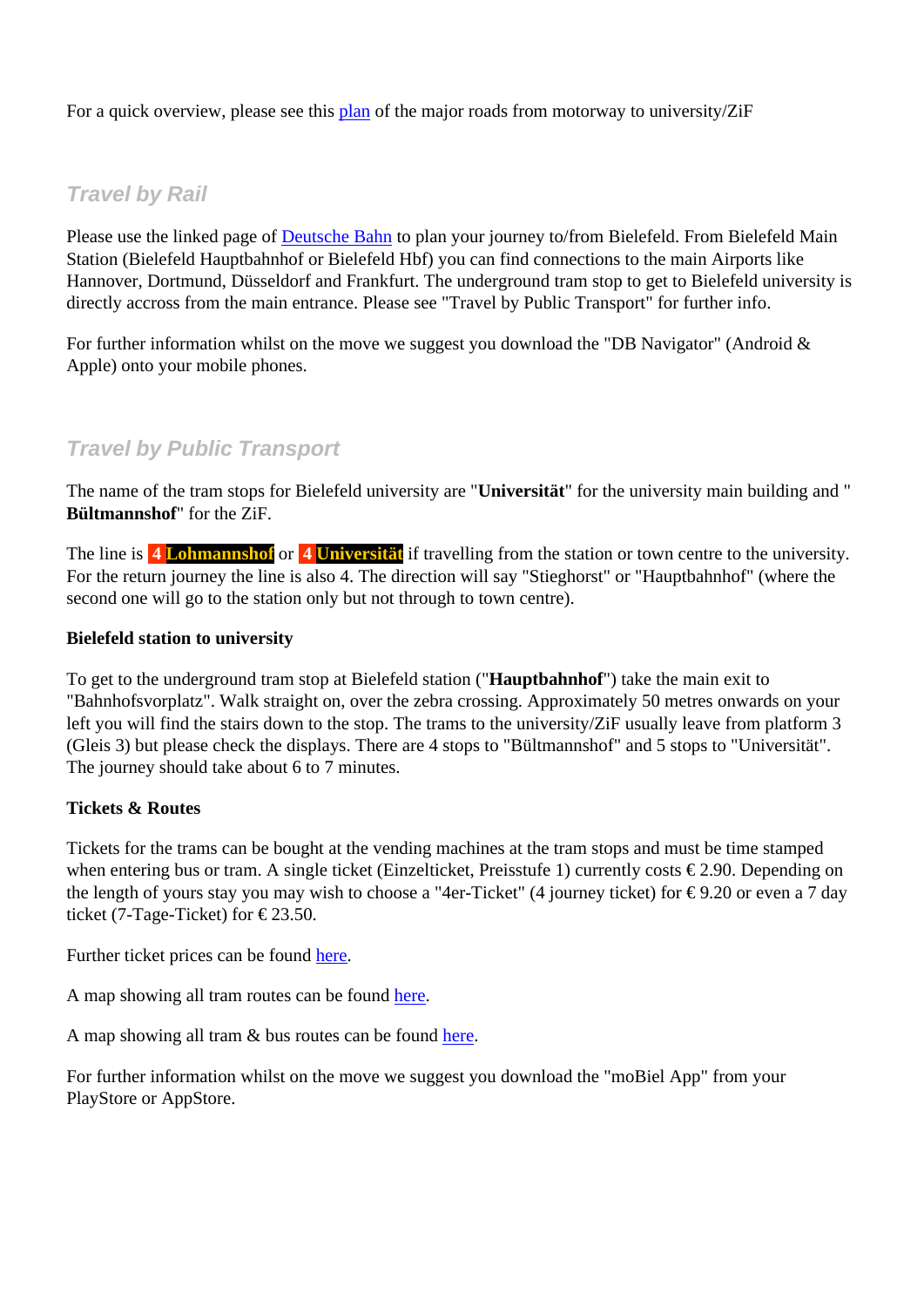For a quick overview, please see this plan of the major roads from motorway to university/ZiF

## *Travel by Rail*

Please use the linked page of Deutsche Bahn to plan your journey to/from Bielefeld. From Bielefeld Main Station (Bielefeld Hauptbahnhof or Bielefeld Hbf) you can find connections to the main Airports like Hannover, Dortmund, Düsseldorf and Frankfurt. The underground tram stop to get to Bielefeld university is directly accross from the main entrance. Please see "Travel by Public Transport" for further info.

For further information whilst on the move we suggest you download the "DB Navigator" (Android & Apple) onto your mobile phones.

## *Travel by Public Transport*

The name of the tram stops for Bielefeld university are "**Universität**" for the university main building and "**Bültmannshof**" for the ZiF.

The line is **4 Lohmannshof** or **4 Universität** if travelling from the station or town centre to the university. For the return journey the line is also 4. The direction will say "Stieghorst" or "Hauptbahnhof" (where the second one will go to the station only but not through to town centre).

**Bielefeld station to university**

To get to the underground tram stop at Bielefeld station ("**Hauptbahnhof**") take the main exit to "Bahnhofsvorplatz". Walk straight on, over the zebra crossing. Approximately 50 metres onwards on your left you will find the stairs down to the stop. The trams to the university/ZiF usually leave from platform 3 (Gleis 3) but please check the displays. There are 4 stops to "Bültmannshof" and 5 stops to "Universität". The journey should take about 6 to 7 minutes.

**Tickets & Routes**

Tickets for the trams can be bought at the vending machines at the tram stops and must be time stamped when entering bus or tram. A single ticket (Einzelticket, Preisstufe 1) currently costs € 2.90. Depending on the length of yours stay you may wish to choose a "4er-Ticket" (4 journey ticket) for € 9.20 or even a 7 day ticket (7-Tage-Ticket) for € 23.50.

Further ticket prices can be found here.

A map showing all tram routes can be found here.

A map showing all tram & bus routes can be found here.

For further information whilst on the move we suggest you download the "moBiel App" from your PlayStore or AppStore.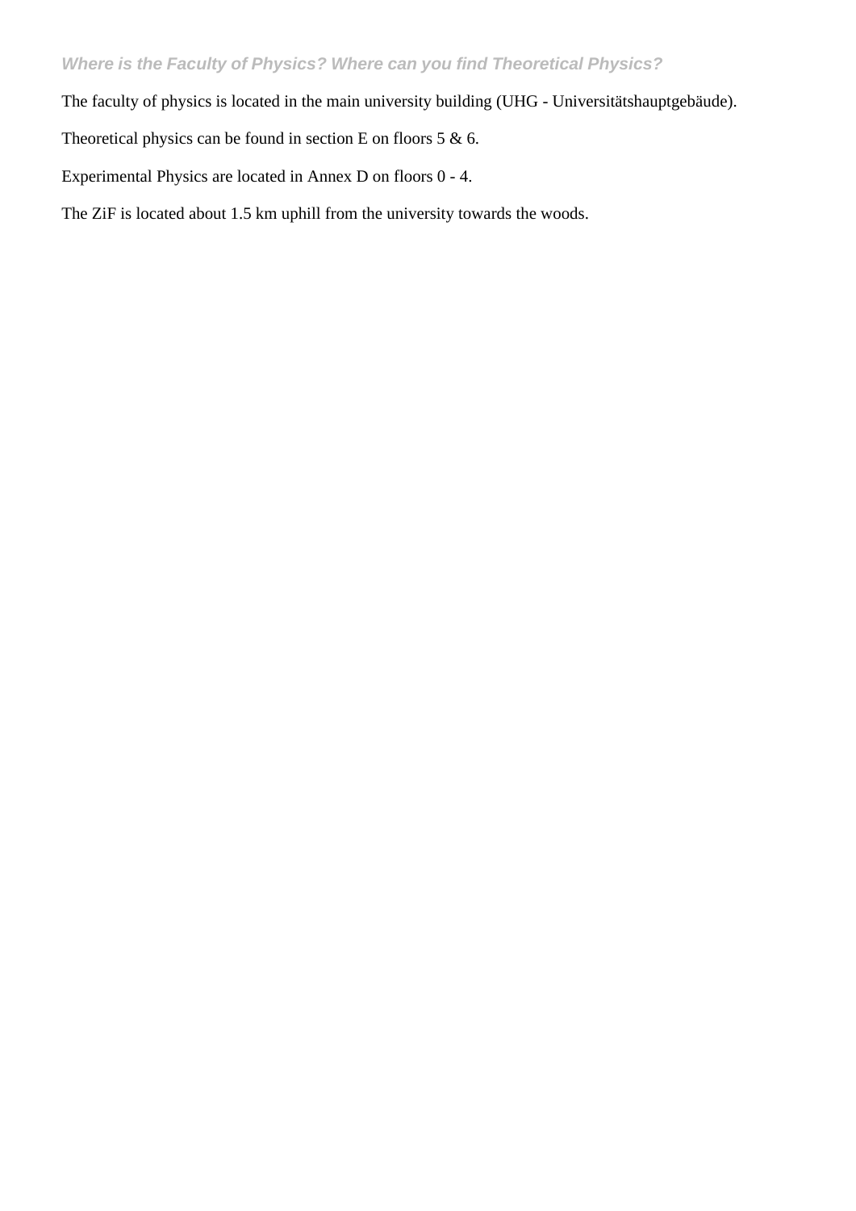***Where is the Faculty of Physics? Where can you find Theoretical Physics?***

The faculty of physics is located in the main university building (UHG - Universitätshauptgebäude).

Theoretical physics can be found in section E on floors 5 & 6.

Experimental Physics are located in Annex D on floors 0 - 4.

The ZiF is located about 1.5 km uphill from the university towards the woods.